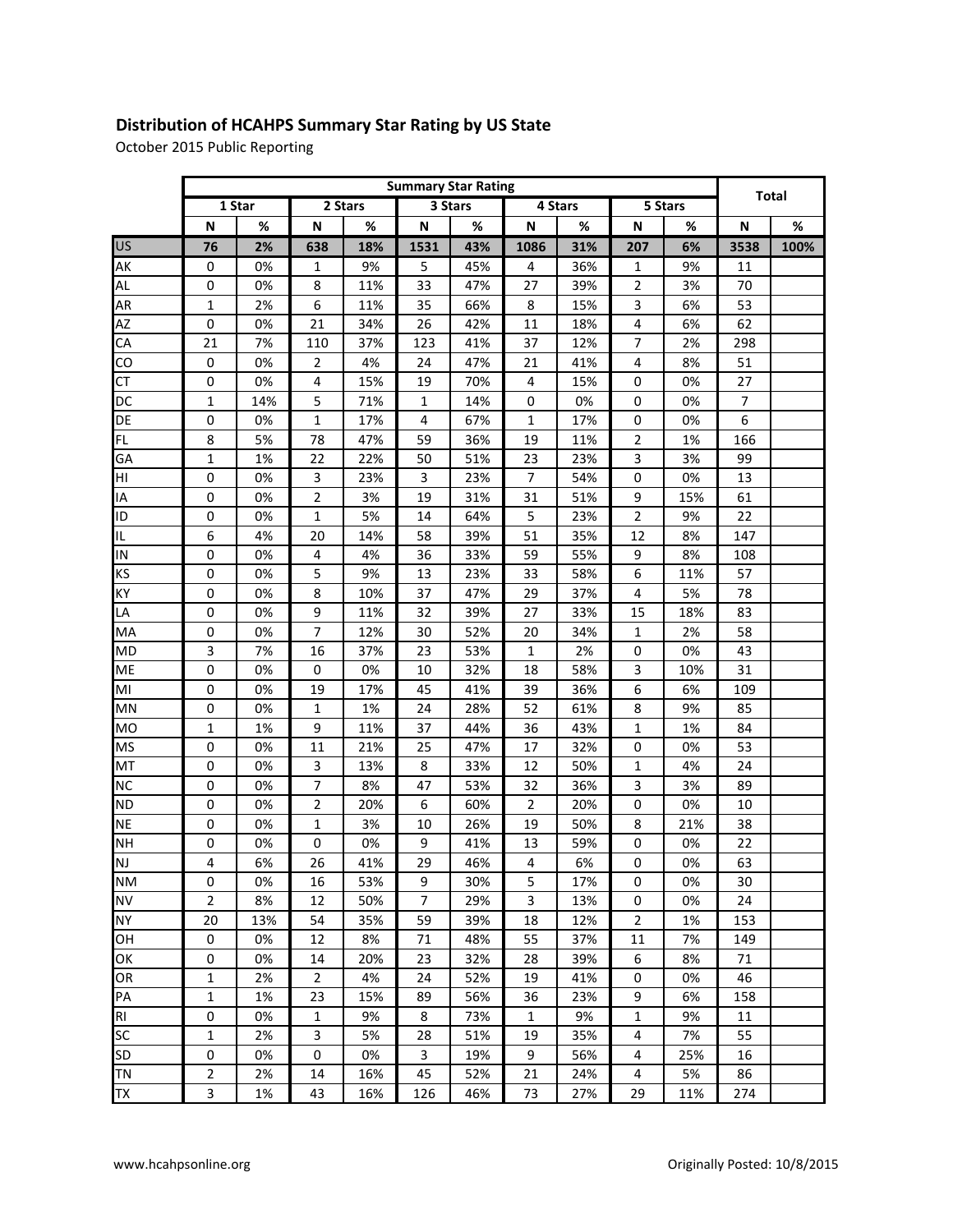## Distribution of HCAHPS Summary Star Rating by US State

October 2015 Public Reporting

| | Summary Star Rating | | | | | | | | | | Total | |
|---|---|---|---|---|---|---|---|---|---|---|---|---|
| | 1 Star | | 2 Stars | | 3 Stars | | 4 Stars | | 5 Stars | | | |
| | N | % | N | % | N | % | N | % | N | % | N | % |
| **US** | **76** | **2%** | **638** | **18%** | **1531** | **43%** | **1086** | **31%** | **207** | **6%** | **3538** | **100%** |
| AK | 0 | 0% | 1 | 9% | 5 | 45% | 4 | 36% | 1 | 9% | 11 | |
| AL | 0 | 0% | 8 | 11% | 33 | 47% | 27 | 39% | 2 | 3% | 70 | |
| AR | 1 | 2% | 6 | 11% | 35 | 66% | 8 | 15% | 3 | 6% | 53 | |
| AZ | 0 | 0% | 21 | 34% | 26 | 42% | 11 | 18% | 4 | 6% | 62 | |
| CA | 21 | 7% | 110 | 37% | 123 | 41% | 37 | 12% | 7 | 2% | 298 | |
| CO | 0 | 0% | 2 | 4% | 24 | 47% | 21 | 41% | 4 | 8% | 51 | |
| CT | 0 | 0% | 4 | 15% | 19 | 70% | 4 | 15% | 0 | 0% | 27 | |
| DC | 1 | 14% | 5 | 71% | 1 | 14% | 0 | 0% | 0 | 0% | 7 | |
| DE | 0 | 0% | 1 | 17% | 4 | 67% | 1 | 17% | 0 | 0% | 6 | |
| FL | 8 | 5% | 78 | 47% | 59 | 36% | 19 | 11% | 2 | 1% | 166 | |
| GA | 1 | 1% | 22 | 22% | 50 | 51% | 23 | 23% | 3 | 3% | 99 | |
| HI | 0 | 0% | 3 | 23% | 3 | 23% | 7 | 54% | 0 | 0% | 13 | |
| IA | 0 | 0% | 2 | 3% | 19 | 31% | 31 | 51% | 9 | 15% | 61 | |
| ID | 0 | 0% | 1 | 5% | 14 | 64% | 5 | 23% | 2 | 9% | 22 | |
| IL | 6 | 4% | 20 | 14% | 58 | 39% | 51 | 35% | 12 | 8% | 147 | |
| IN | 0 | 0% | 4 | 4% | 36 | 33% | 59 | 55% | 9 | 8% | 108 | |
| KS | 0 | 0% | 5 | 9% | 13 | 23% | 33 | 58% | 6 | 11% | 57 | |
| KY | 0 | 0% | 8 | 10% | 37 | 47% | 29 | 37% | 4 | 5% | 78 | |
| LA | 0 | 0% | 9 | 11% | 32 | 39% | 27 | 33% | 15 | 18% | 83 | |
| MA | 0 | 0% | 7 | 12% | 30 | 52% | 20 | 34% | 1 | 2% | 58 | |
| MD | 3 | 7% | 16 | 37% | 23 | 53% | 1 | 2% | 0 | 0% | 43 | |
| ME | 0 | 0% | 0 | 0% | 10 | 32% | 18 | 58% | 3 | 10% | 31 | |
| MI | 0 | 0% | 19 | 17% | 45 | 41% | 39 | 36% | 6 | 6% | 109 | |
| MN | 0 | 0% | 1 | 1% | 24 | 28% | 52 | 61% | 8 | 9% | 85 | |
| MO | 1 | 1% | 9 | 11% | 37 | 44% | 36 | 43% | 1 | 1% | 84 | |
| MS | 0 | 0% | 11 | 21% | 25 | 47% | 17 | 32% | 0 | 0% | 53 | |
| MT | 0 | 0% | 3 | 13% | 8 | 33% | 12 | 50% | 1 | 4% | 24 | |
| NC | 0 | 0% | 7 | 8% | 47 | 53% | 32 | 36% | 3 | 3% | 89 | |
| ND | 0 | 0% | 2 | 20% | 6 | 60% | 2 | 20% | 0 | 0% | 10 | |
| NE | 0 | 0% | 1 | 3% | 10 | 26% | 19 | 50% | 8 | 21% | 38 | |
| NH | 0 | 0% | 0 | 0% | 9 | 41% | 13 | 59% | 0 | 0% | 22 | |
| NJ | 4 | 6% | 26 | 41% | 29 | 46% | 4 | 6% | 0 | 0% | 63 | |
| NM | 0 | 0% | 16 | 53% | 9 | 30% | 5 | 17% | 0 | 0% | 30 | |
| NV | 2 | 8% | 12 | 50% | 7 | 29% | 3 | 13% | 0 | 0% | 24 | |
| NY | 20 | 13% | 54 | 35% | 59 | 39% | 18 | 12% | 2 | 1% | 153 | |
| OH | 0 | 0% | 12 | 8% | 71 | 48% | 55 | 37% | 11 | 7% | 149 | |
| OK | 0 | 0% | 14 | 20% | 23 | 32% | 28 | 39% | 6 | 8% | 71 | |
| OR | 1 | 2% | 2 | 4% | 24 | 52% | 19 | 41% | 0 | 0% | 46 | |
| PA | 1 | 1% | 23 | 15% | 89 | 56% | 36 | 23% | 9 | 6% | 158 | |
| RI | 0 | 0% | 1 | 9% | 8 | 73% | 1 | 9% | 1 | 9% | 11 | |
| SC | 1 | 2% | 3 | 5% | 28 | 51% | 19 | 35% | 4 | 7% | 55 | |
| SD | 0 | 0% | 0 | 0% | 3 | 19% | 9 | 56% | 4 | 25% | 16 | |
| TN | 2 | 2% | 14 | 16% | 45 | 52% | 21 | 24% | 4 | 5% | 86 | |
| TX | 3 | 1% | 43 | 16% | 126 | 46% | 73 | 27% | 29 | 11% | 274 | |

www.hcahpsonline.org

Originally Posted: 10/8/2015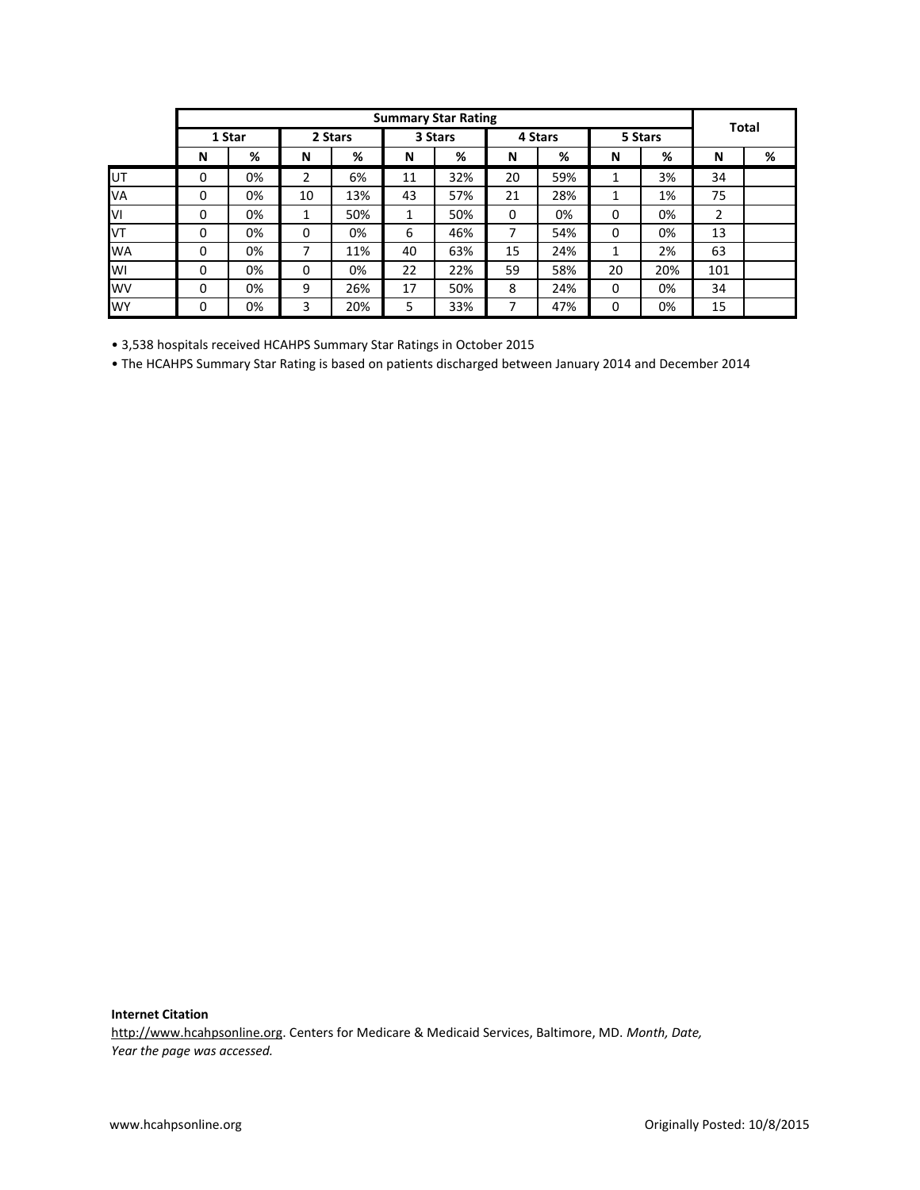| | Summary Star Rating | | | | | | | | | | Total | |
|---|---|---|---|---|---|---|---|---|---|---|---|---|
| | 1 Star | | 2 Stars | | 3 Stars | | 4 Stars | | 5 Stars | | | |
| | N | % | N | % | N | % | N | % | N | % | N | % |
| UT | 0 | 0% | 2 | 6% | 11 | 32% | 20 | 59% | 1 | 3% | 34 | |
| VA | 0 | 0% | 10 | 13% | 43 | 57% | 21 | 28% | 1 | 1% | 75 | |
| VI | 0 | 0% | 1 | 50% | 1 | 50% | 0 | 0% | 0 | 0% | 2 | |
| VT | 0 | 0% | 0 | 0% | 6 | 46% | 7 | 54% | 0 | 0% | 13 | |
| WA | 0 | 0% | 7 | 11% | 40 | 63% | 15 | 24% | 1 | 2% | 63 | |
| WI | 0 | 0% | 0 | 0% | 22 | 22% | 59 | 58% | 20 | 20% | 101 | |
| WV | 0 | 0% | 9 | 26% | 17 | 50% | 8 | 24% | 0 | 0% | 34 | |
| WY | 0 | 0% | 3 | 20% | 5 | 33% | 7 | 47% | 0 | 0% | 15 | |

- 3,538 hospitals received HCAHPS Summary Star Ratings in October 2015
- The HCAHPS Summary Star Rating is based on patients discharged between January 2014 and December 2014

**Internet Citation**
http://www.hcahpsonline.org. Centers for Medicare & Medicaid Services, Baltimore, MD. *Month, Date, Year the page was accessed.*

www.hcahpsonline.org Originally Posted: 10/8/2015